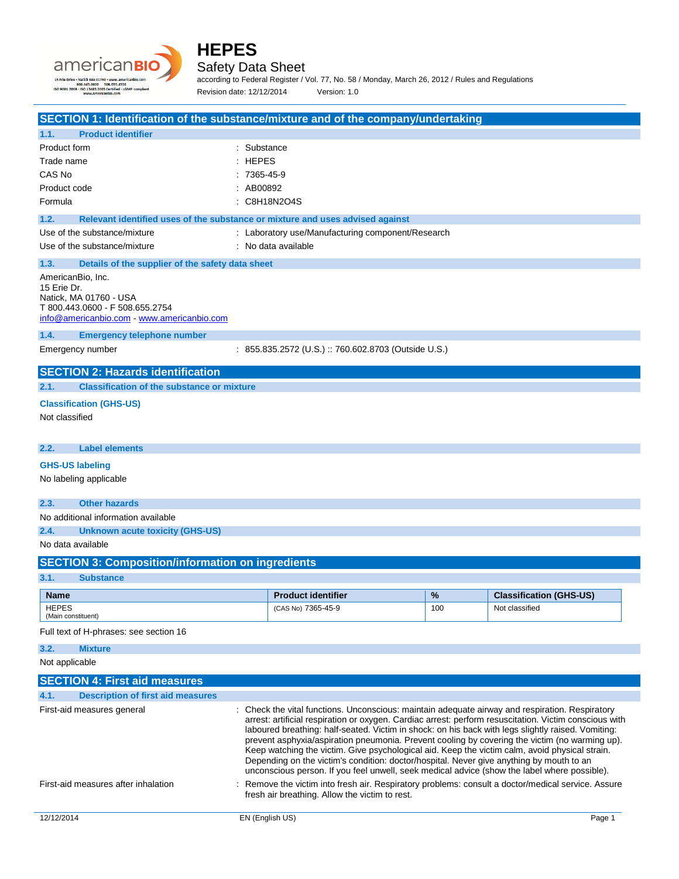# HEPES

## Safety Data Sheet

according to Federal Register / Vol. 77, No. 58 / Monday, March 26, 2012 / Rules and Regulations

Revision date: 12/12/2014 Version: 1.0

## SECTION 1: Identification of the substance/mixture and of the company/undertaking

### 1.1. Product identifier

Product form : Substance

Trade name : HEPES

CAS No : 7365-45-9

Product code : AB00892

Formula : $C_8H_{18}N_2O_4S$

### 1.2. Relevant identified uses of the substance or mixture and uses advised against

Use of the substance/mixture : Laboratory use/Manufacturing component/Research

Use of the substance/mixture : No data available

### 1.3. Details of the supplier of the safety data sheet

AmericanBio, Inc.
15 Erie Dr.
Natick, MA 01760 - USA
T 800.443.0600 - F 508.655.2754
info@americanbio.com - www.americanbio.com

### 1.4. Emergency telephone number

Emergency number : 855.835.2572 (U.S.) :: 760.602.8703 (Outside U.S.)

## SECTION 2: Hazards identification

### 2.1. Classification of the substance or mixture

**Classification (GHS-US)**

Not classified

### 2.2. Label elements

**GHS-US labeling**

No labeling applicable

### 2.3. Other hazards

No additional information available

### 2.4. Unknown acute toxicity (GHS-US)

No data available

## SECTION 3: Composition/information on ingredients

### 3.1. Substance

| Name | Product identifier | % | Classification (GHS-US) |
|---|---|---|---|
| HEPES (Main constituent) | (CAS No) 7365-45-9 | 100 | Not classified |

Full text of H-phrases: see section 16

### 3.2. Mixture

Not applicable

## SECTION 4: First aid measures

### 4.1. Description of first aid measures

First-aid measures general : Check the vital functions. Unconscious: maintain adequate airway and respiration. Respiratory arrest: artificial respiration or oxygen. Cardiac arrest: perform resuscitation. Victim conscious with laboured breathing: half-seated. Victim in shock: on his back with legs slightly raised. Vomiting: prevent asphyxia/aspiration pneumonia. Prevent cooling by covering the victim (no warming up). Keep watching the victim. Give psychological aid. Keep the victim calm, avoid physical strain. Depending on the victim's condition: doctor/hospital. Never give anything by mouth to an unconscious person. If you feel unwell, seek medical advice (show the label where possible).

First-aid measures after inhalation : Remove the victim into fresh air. Respiratory problems: consult a doctor/medical service. Assure fresh air breathing. Allow the victim to rest.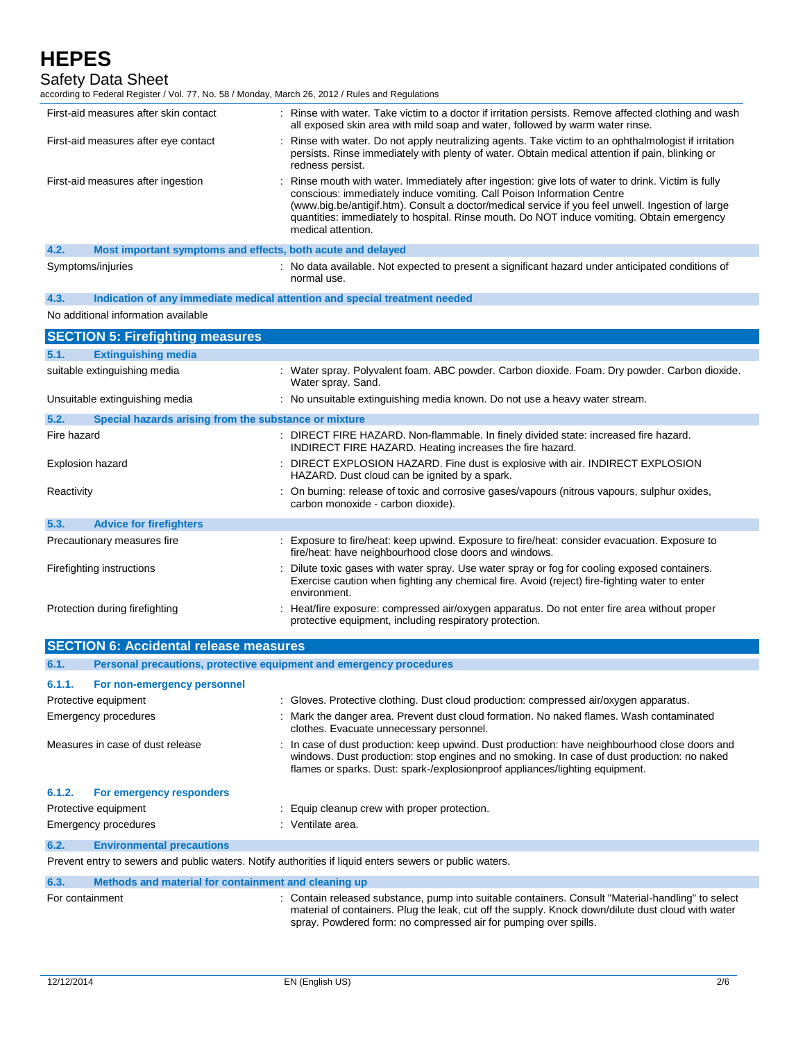| | |
|---|---|
| First-aid measures after skin contact | : Rinse with water. Take victim to a doctor if irritation persists. Remove affected clothing and wash all exposed skin area with mild soap and water, followed by warm water rinse. |
| First-aid measures after eye contact | : Rinse with water. Do not apply neutralizing agents. Take victim to an ophthalmologist if irritation persists. Rinse immediately with plenty of water. Obtain medical attention if pain, blinking or redness persist. |
| First-aid measures after ingestion | : Rinse mouth with water. Immediately after ingestion: give lots of water to drink. Victim is fully conscious: immediately induce vomiting. Call Poison Information Centre (www.big.be/antigif.htm). Consult a doctor/medical service if you feel unwell. Ingestion of large quantities: immediately to hospital. Rinse mouth. Do NOT induce vomiting. Obtain emergency medical attention. |

### 4.2. Most important symptoms and effects, both acute and delayed

| | |
|---|---|
| Symptoms/injuries | : No data available. Not expected to present a significant hazard under anticipated conditions of normal use. |

### 4.3. Indication of any immediate medical attention and special treatment needed

No additional information available

## SECTION 5: Firefighting measures

### 5.1. Extinguishing media

| | |
|---|---|
| suitable extinguishing media | : Water spray. Polyvalent foam. ABC powder. Carbon dioxide. Foam. Dry powder. Carbon dioxide. Water spray. Sand. |
| Unsuitable extinguishing media | : No unsuitable extinguishing media known. Do not use a heavy water stream. |

### 5.2. Special hazards arising from the substance or mixture

| | |
|---|---|
| Fire hazard | : DIRECT FIRE HAZARD. Non-flammable. In finely divided state: increased fire hazard. INDIRECT FIRE HAZARD. Heating increases the fire hazard. |
| Explosion hazard | : DIRECT EXPLOSION HAZARD. Fine dust is explosive with air. INDIRECT EXPLOSION HAZARD. Dust cloud can be ignited by a spark. |
| Reactivity | : On burning: release of toxic and corrosive gases/vapours (nitrous vapours, sulphur oxides, carbon monoxide - carbon dioxide). |

### 5.3. Advice for firefighters

| | |
|---|---|
| Precautionary measures fire | : Exposure to fire/heat: keep upwind. Exposure to fire/heat: consider evacuation. Exposure to fire/heat: have neighbourhood close doors and windows. |
| Firefighting instructions | : Dilute toxic gases with water spray. Use water spray or fog for cooling exposed containers. Exercise caution when fighting any chemical fire. Avoid (reject) fire-fighting water to enter environment. |
| Protection during firefighting | : Heat/fire exposure: compressed air/oxygen apparatus. Do not enter fire area without proper protective equipment, including respiratory protection. |

## SECTION 6: Accidental release measures

### 6.1. Personal precautions, protective equipment and emergency procedures

#### 6.1.1. For non-emergency personnel

| | |
|---|---|
| Protective equipment | : Gloves. Protective clothing. Dust cloud production: compressed air/oxygen apparatus. |
| Emergency procedures | : Mark the danger area. Prevent dust cloud formation. No naked flames. Wash contaminated clothes. Evacuate unnecessary personnel. |
| Measures in case of dust release | : In case of dust production: keep upwind. Dust production: have neighbourhood close doors and windows. Dust production: stop engines and no smoking. In case of dust production: no naked flames or sparks. Dust: spark-/explosionproof appliances/lighting equipment. |

#### 6.1.2. For emergency responders

| | |
|---|---|
| Protective equipment | : Equip cleanup crew with proper protection. |
| Emergency procedures | : Ventilate area. |

### 6.2. Environmental precautions

Prevent entry to sewers and public waters. Notify authorities if liquid enters sewers or public waters.

### 6.3. Methods and material for containment and cleaning up

| | |
|---|---|
| For containment | : Contain released substance, pump into suitable containers. Consult "Material-handling" to select material of containers. Plug the leak, cut off the supply. Knock down/dilute dust cloud with water spray. Powdered form: no compressed air for pumping over spills. |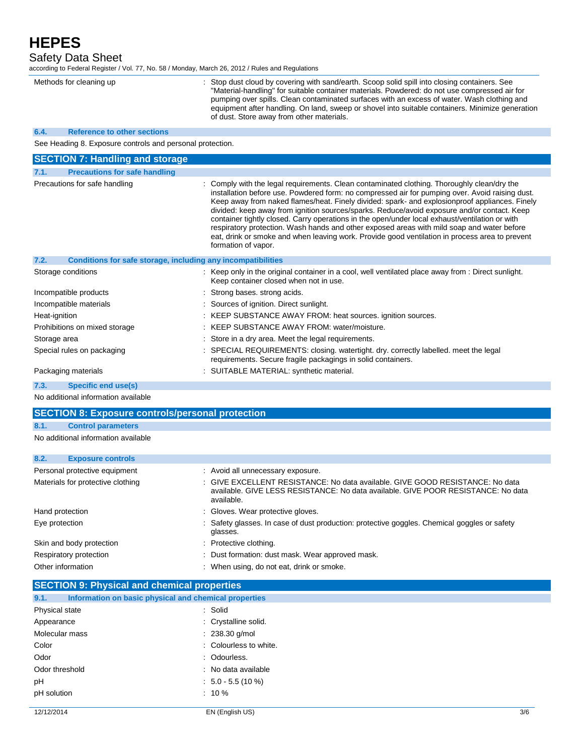| | |
|---|---|
| Methods for cleaning up | : Stop dust cloud by covering with sand/earth. Scoop solid spill into closing containers. See "Material-handling" for suitable container materials. Powdered: do not use compressed air for pumping over spills. Clean contaminated surfaces with an excess of water. Wash clothing and equipment after handling. On land, sweep or shovel into suitable containers. Minimize generation of dust. Store away from other materials. |

### 6.4. Reference to other sections

See Heading 8. Exposure controls and personal protection.

## SECTION 7: Handling and storage

### 7.1. Precautions for safe handling

| | |
|---|---|
| Precautions for safe handling | : Comply with the legal requirements. Clean contaminated clothing. Thoroughly clean/dry the installation before use. Powdered form: no compressed air for pumping over. Avoid raising dust. Keep away from naked flames/heat. Finely divided: spark- and explosionproof appliances. Finely divided: keep away from ignition sources/sparks. Reduce/avoid exposure and/or contact. Keep container tightly closed. Carry operations in the open/under local exhaust/ventilation or with respiratory protection. Wash hands and other exposed areas with mild soap and water before eat, drink or smoke and when leaving work. Provide good ventilation in process area to prevent formation of vapor. |

### 7.2. Conditions for safe storage, including any incompatibilities

| | |
|---|---|
| Storage conditions | : Keep only in the original container in a cool, well ventilated place away from : Direct sunlight. Keep container closed when not in use. |
| Incompatible products | : Strong bases. strong acids. |
| Incompatible materials | : Sources of ignition. Direct sunlight. |
| Heat-ignition | : KEEP SUBSTANCE AWAY FROM: heat sources. ignition sources. |
| Prohibitions on mixed storage | : KEEP SUBSTANCE AWAY FROM: water/moisture. |
| Storage area | : Store in a dry area. Meet the legal requirements. |
| Special rules on packaging | : SPECIAL REQUIREMENTS: closing. watertight. dry. correctly labelled. meet the legal requirements. Secure fragile packagings in solid containers. |
| Packaging materials | : SUITABLE MATERIAL: synthetic material. |

### 7.3. Specific end use(s)

No additional information available

## SECTION 8: Exposure controls/personal protection

### 8.1. Control parameters

No additional information available

### 8.2. Exposure controls

| | |
|---|---|
| Personal protective equipment | : Avoid all unnecessary exposure. |
| Materials for protective clothing | : GIVE EXCELLENT RESISTANCE: No data available. GIVE GOOD RESISTANCE: No data available. GIVE LESS RESISTANCE: No data available. GIVE POOR RESISTANCE: No data available. |
| Hand protection | : Gloves. Wear protective gloves. |
| Eye protection | : Safety glasses. In case of dust production: protective goggles. Chemical goggles or safety glasses. |
| Skin and body protection | : Protective clothing. |
| Respiratory protection | : Dust formation: dust mask. Wear approved mask. |
| Other information | : When using, do not eat, drink or smoke. |

## SECTION 9: Physical and chemical properties

### 9.1. Information on basic physical and chemical properties

| | |
|---|---|
| Physical state | : Solid |
| Appearance | : Crystalline solid. |
| Molecular mass | : 238.30 g/mol |
| Color | : Colourless to white. |
| Odor | : Odourless. |
| Odor threshold | : No data available |
| pH | : 5.0 - 5.5 (10 %) |
| pH solution | : 10 % |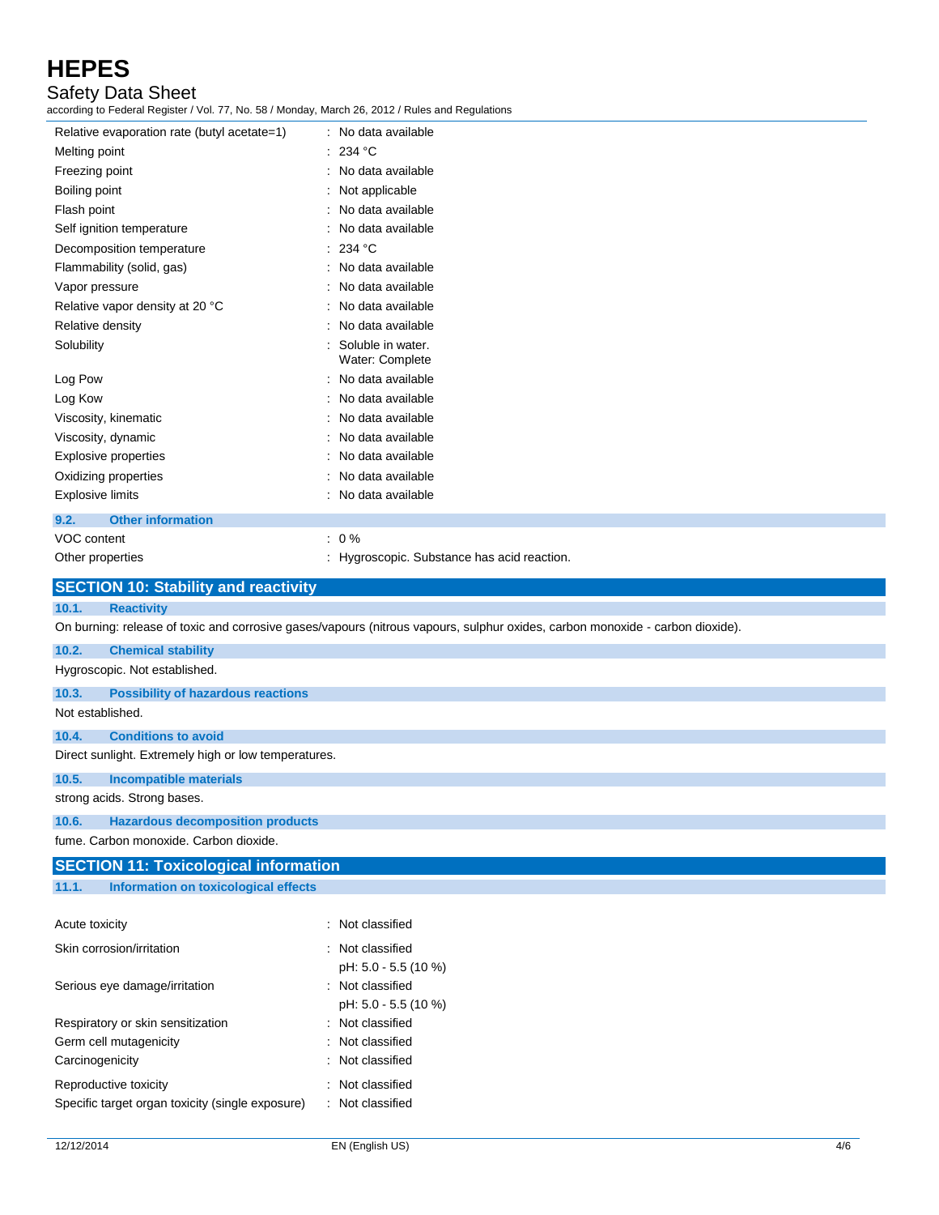| | |
|---|---|
| Relative evaporation rate (butyl acetate=1) | : No data available |
| Melting point | : 234 °C |
| Freezing point | : No data available |
| Boiling point | : Not applicable |
| Flash point | : No data available |
| Self ignition temperature | : No data available |
| Decomposition temperature | : 234 °C |
| Flammability (solid, gas) | : No data available |
| Vapor pressure | : No data available |
| Relative vapor density at 20 °C | : No data available |
| Relative density | : No data available |
| Solubility | : Soluble in water. Water: Complete |
| Log Pow | : No data available |
| Log Kow | : No data available |
| Viscosity, kinematic | : No data available |
| Viscosity, dynamic | : No data available |
| Explosive properties | : No data available |
| Oxidizing properties | : No data available |
| Explosive limits | : No data available |

### 9.2. Other information

| | |
|---|---|
| VOC content | : 0 % |
| Other properties | : Hygroscopic. Substance has acid reaction. |

## SECTION 10: Stability and reactivity

### 10.1. Reactivity

On burning: release of toxic and corrosive gases/vapours (nitrous vapours, sulphur oxides, carbon monoxide - carbon dioxide).

### 10.2. Chemical stability

Hygroscopic. Not established.

### 10.3. Possibility of hazardous reactions

Not established.

### 10.4. Conditions to avoid

Direct sunlight. Extremely high or low temperatures.

### 10.5. Incompatible materials

strong acids. Strong bases.

### 10.6. Hazardous decomposition products

fume. Carbon monoxide. Carbon dioxide.

## SECTION 11: Toxicological information

### 11.1. Information on toxicological effects

| | |
|---|---|
| Acute toxicity | : Not classified |
| Skin corrosion/irritation | : Not classified<br>pH: 5.0 - 5.5 (10 %) |
| Serious eye damage/irritation | : Not classified<br>pH: 5.0 - 5.5 (10 %) |
| Respiratory or skin sensitization | : Not classified |
| Germ cell mutagenicity | : Not classified |
| Carcinogenicity | : Not classified |
| Reproductive toxicity | : Not classified |
| Specific target organ toxicity (single exposure) | : Not classified |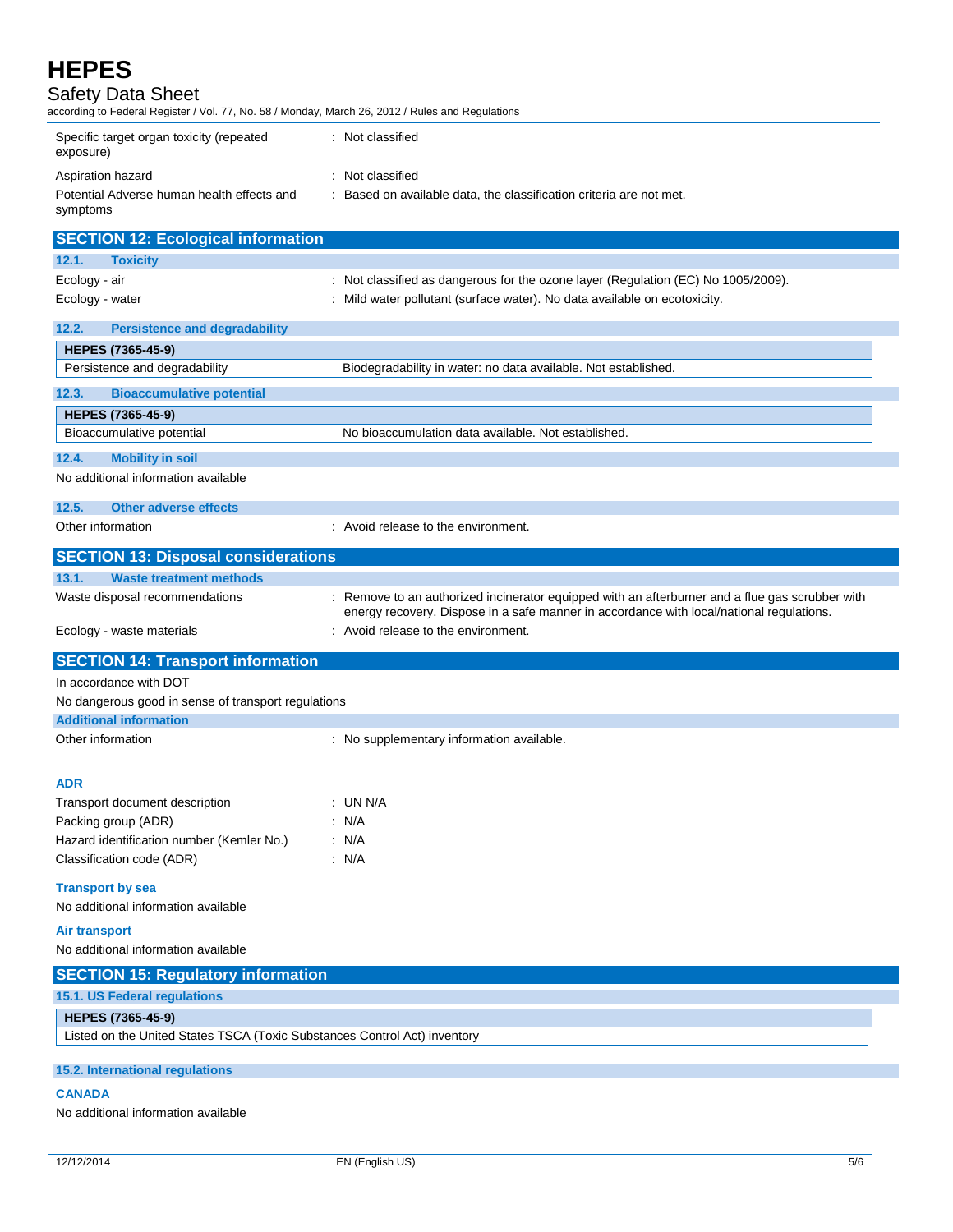Specific target organ toxicity (repeated exposure) : Not classified

Aspiration hazard : Not classified

Potential Adverse human health effects and symptoms : Based on available data, the classification criteria are not met.

## SECTION 12: Ecological information

### 12.1. Toxicity

Ecology - air : Not classified as dangerous for the ozone layer (Regulation (EC) No 1005/2009).

Ecology - water : Mild water pollutant (surface water). No data available on ecotoxicity.

### 12.2. Persistence and degradability

| HEPES (7365-45-9) | |
|---|---|
| Persistence and degradability | Biodegradability in water: no data available. Not established. |

### 12.3. Bioaccumulative potential

| HEPES (7365-45-9) | |
|---|---|
| Bioaccumulative potential | No bioaccumulation data available. Not established. |

### 12.4. Mobility in soil

No additional information available

### 12.5. Other adverse effects

Other information : Avoid release to the environment.

## SECTION 13: Disposal considerations

### 13.1. Waste treatment methods

Waste disposal recommendations : Remove to an authorized incinerator equipped with an afterburner and a flue gas scrubber with energy recovery. Dispose in a safe manner in accordance with local/national regulations.

Ecology - waste materials : Avoid release to the environment.

## SECTION 14: Transport information

In accordance with DOT

No dangerous good in sense of transport regulations

### Additional information

Other information : No supplementary information available.

#### ADR

Transport document description : UN N/A

Packing group (ADR) : N/A

Hazard identification number (Kemler No.) : N/A

Classification code (ADR) : N/A

#### Transport by sea

No additional information available

#### Air transport

No additional information available

## SECTION 15: Regulatory information

### 15.1. US Federal regulations

| HEPES (7365-45-9) |
|---|
| Listed on the United States TSCA (Toxic Substances Control Act) inventory |

### 15.2. International regulations

#### CANADA

No additional information available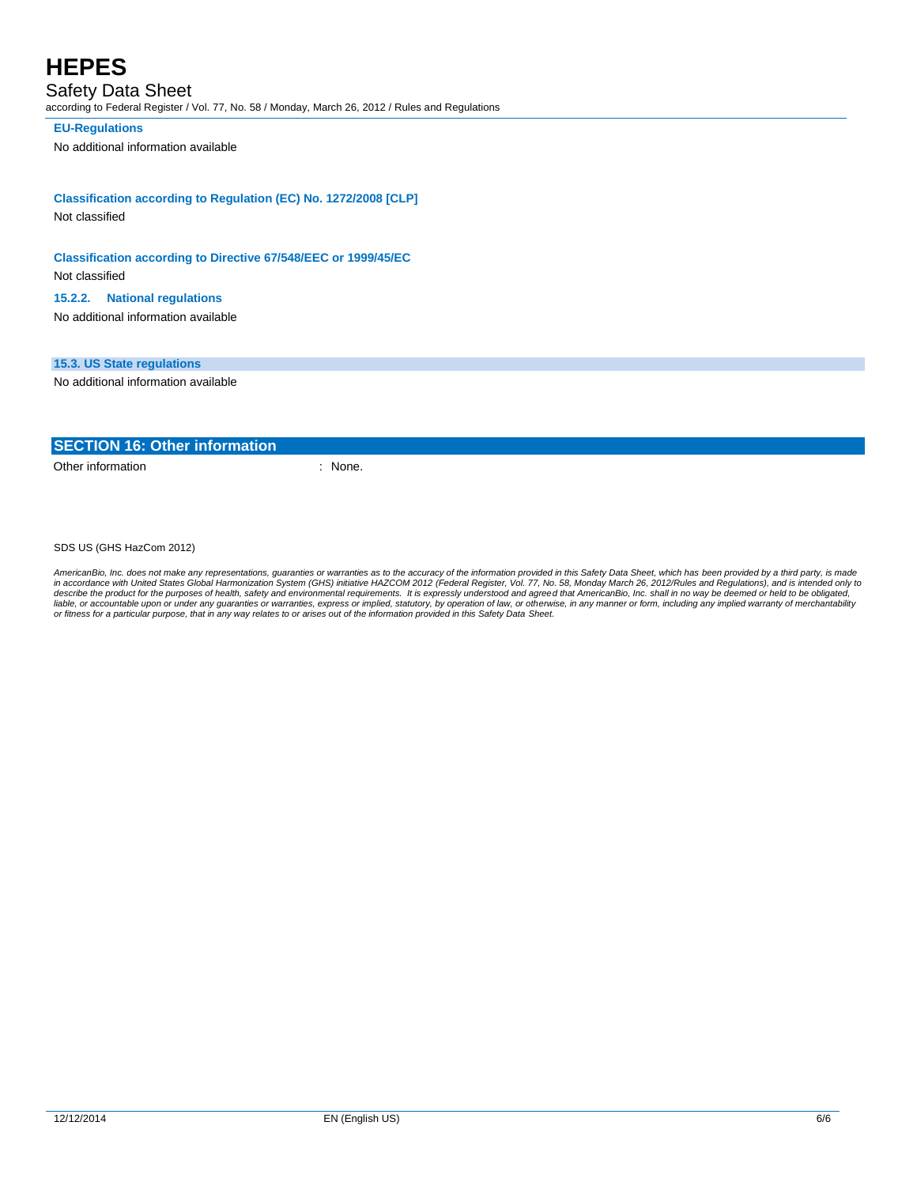**EU-Regulations**

No additional information available

**Classification according to Regulation (EC) No. 1272/2008 [CLP]**

Not classified

**Classification according to Directive 67/548/EEC or 1999/45/EC**

Not classified

**15.2.2. National regulations**

No additional information available

### 15.3. US State regulations

No additional information available

## SECTION 16: Other information

Other information : None.

SDS US (GHS HazCom 2012)

*AmericanBio, Inc. does not make any representations, guaranties or warranties as to the accuracy of the information provided in this Safety Data Sheet, which has been provided by a third party, is made in accordance with United States Global Harmonization System (GHS) initiative HAZCOM 2012 (Federal Register, Vol. 77, No. 58, Monday March 26, 2012/Rules and Regulations), and is intended only to describe the product for the purposes of health, safety and environmental requirements. It is expressly understood and agreed that AmericanBio, Inc. shall in no way be deemed or held to be obligated, liable, or accountable upon or under any guaranties or warranties, express or implied, statutory, by operation of law, or otherwise, in any manner or form, including any implied warranty of merchantability or fitness for a particular purpose, that in any way relates to or arises out of the information provided in this Safety Data Sheet.*